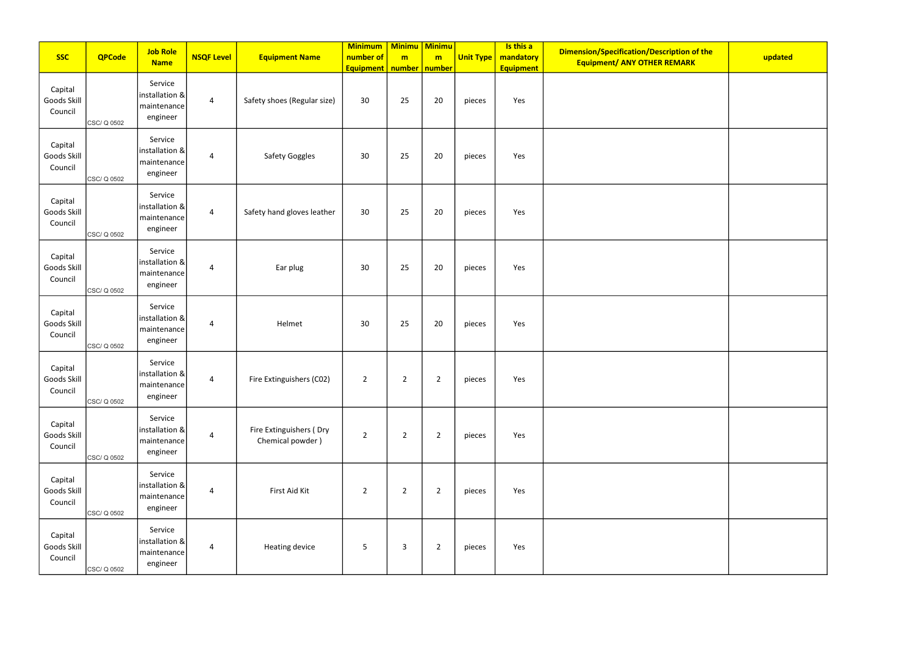| SSC | QPCode | Job Role Name | NSQF Level | Equipment Name | Minimum number of Equipment | Minimum number | Minimum number | Unit Type | Is this a mandatory Equipment | Dimension/Specification/Description of the Equipment/ ANY OTHER REMARK | updated |
|---|---|---|---|---|---|---|---|---|---|---|---|
| Capital Goods Skill Council | CSC/ Q 0502 | Service installation & maintenance engineer | 4 | Safety shoes (Regular size) | 30 | 25 | 20 | pieces | Yes | | |
| Capital Goods Skill Council | CSC/ Q 0502 | Service installation & maintenance engineer | 4 | Safety Goggles | 30 | 25 | 20 | pieces | Yes | | |
| Capital Goods Skill Council | CSC/ Q 0502 | Service installation & maintenance engineer | 4 | Safety hand gloves leather | 30 | 25 | 20 | pieces | Yes | | |
| Capital Goods Skill Council | CSC/ Q 0502 | Service installation & maintenance engineer | 4 | Ear plug | 30 | 25 | 20 | pieces | Yes | | |
| Capital Goods Skill Council | CSC/ Q 0502 | Service installation & maintenance engineer | 4 | Helmet | 30 | 25 | 20 | pieces | Yes | | |
| Capital Goods Skill Council | CSC/ Q 0502 | Service installation & maintenance engineer | 4 | Fire Extinguishers (C02) | 2 | 2 | 2 | pieces | Yes | | |
| Capital Goods Skill Council | CSC/ Q 0502 | Service installation & maintenance engineer | 4 | Fire Extinguishers ( Dry Chemical powder ) | 2 | 2 | 2 | pieces | Yes | | |
| Capital Goods Skill Council | CSC/ Q 0502 | Service installation & maintenance engineer | 4 | First Aid Kit | 2 | 2 | 2 | pieces | Yes | | |
| Capital Goods Skill Council | CSC/ Q 0502 | Service installation & maintenance engineer | 4 | Heating device | 5 | 3 | 2 | pieces | Yes | | |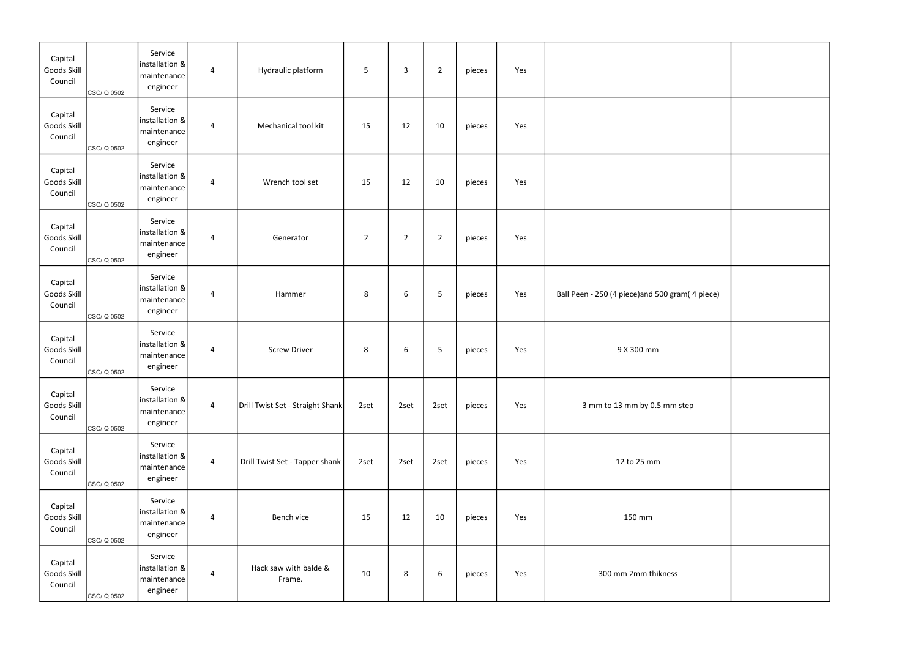| | | | | | | | | | | | |
|---|---|---|---|---|---|---|---|---|---|---|---|
| Capital Goods Skill Council | CSC/ Q 0502 | Service installation & maintenance engineer | 4 | Hydraulic platform | 5 | 3 | 2 | pieces | Yes | | |
| Capital Goods Skill Council | CSC/ Q 0502 | Service installation & maintenance engineer | 4 | Mechanical tool kit | 15 | 12 | 10 | pieces | Yes | | |
| Capital Goods Skill Council | CSC/ Q 0502 | Service installation & maintenance engineer | 4 | Wrench tool set | 15 | 12 | 10 | pieces | Yes | | |
| Capital Goods Skill Council | CSC/ Q 0502 | Service installation & maintenance engineer | 4 | Generator | 2 | 2 | 2 | pieces | Yes | | |
| Capital Goods Skill Council | CSC/ Q 0502 | Service installation & maintenance engineer | 4 | Hammer | 8 | 6 | 5 | pieces | Yes | Ball Peen - 250 (4 piece)and 500 gram( 4 piece) | |
| Capital Goods Skill Council | CSC/ Q 0502 | Service installation & maintenance engineer | 4 | Screw Driver | 8 | 6 | 5 | pieces | Yes | 9 X 300 mm | |
| Capital Goods Skill Council | CSC/ Q 0502 | Service installation & maintenance engineer | 4 | Drill Twist Set - Straight Shank | 2set | 2set | 2set | pieces | Yes | 3 mm to 13 mm by 0.5 mm step | |
| Capital Goods Skill Council | CSC/ Q 0502 | Service installation & maintenance engineer | 4 | Drill Twist Set - Tapper shank | 2set | 2set | 2set | pieces | Yes | 12 to 25 mm | |
| Capital Goods Skill Council | CSC/ Q 0502 | Service installation & maintenance engineer | 4 | Bench vice | 15 | 12 | 10 | pieces | Yes | 150 mm | |
| Capital Goods Skill Council | CSC/ Q 0502 | Service installation & maintenance engineer | 4 | Hack saw with balde & Frame. | 10 | 8 | 6 | pieces | Yes | 300 mm 2mm thikness | |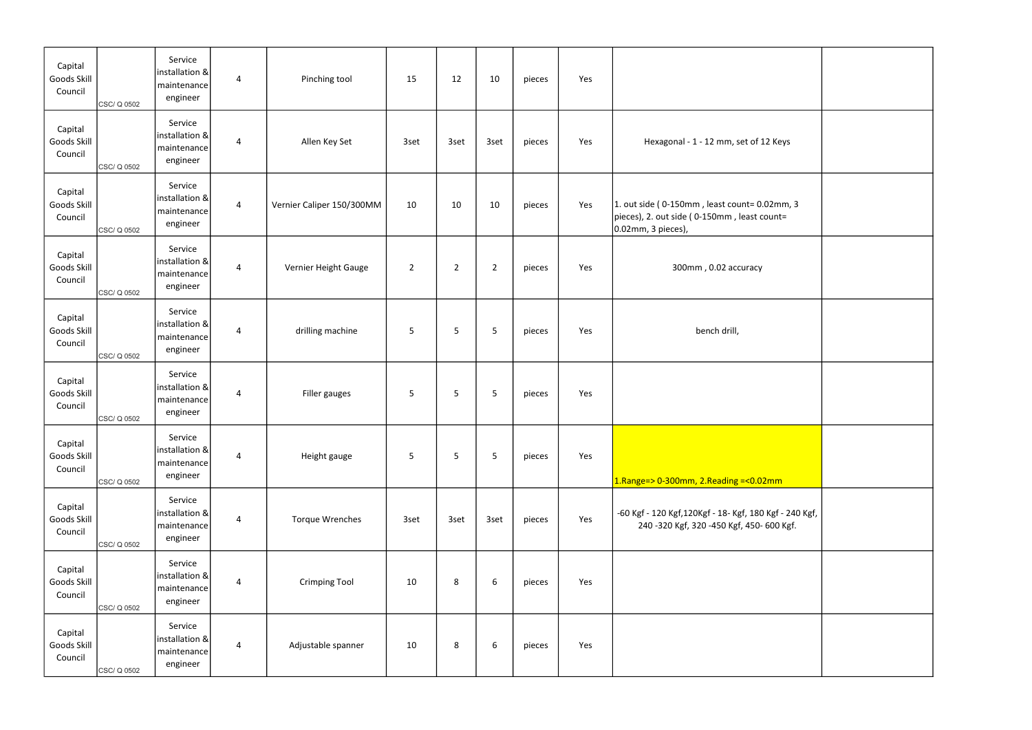| | | | | | | | | | | | |
|---|---|---|---|---|---|---|---|---|---|---|---|
| Capital Goods Skill Council | CSC/ Q 0502 | Service installation & maintenance engineer | 4 | Pinching tool | 15 | 12 | 10 | pieces | Yes | | |
| Capital Goods Skill Council | CSC/ Q 0502 | Service installation & maintenance engineer | 4 | Allen Key Set | 3set | 3set | 3set | pieces | Yes | Hexagonal - 1 - 12 mm, set of 12 Keys | |
| Capital Goods Skill Council | CSC/ Q 0502 | Service installation & maintenance engineer | 4 | Vernier Caliper 150/300MM | 10 | 10 | 10 | pieces | Yes | 1. out side ( 0-150mm , least count= 0.02mm, 3 pieces), 2. out side ( 0-150mm , least count= 0.02mm, 3 pieces), | |
| Capital Goods Skill Council | CSC/ Q 0502 | Service installation & maintenance engineer | 4 | Vernier Height Gauge | 2 | 2 | 2 | pieces | Yes | 300mm , 0.02 accuracy | |
| Capital Goods Skill Council | CSC/ Q 0502 | Service installation & maintenance engineer | 4 | drilling machine | 5 | 5 | 5 | pieces | Yes | bench drill, | |
| Capital Goods Skill Council | CSC/ Q 0502 | Service installation & maintenance engineer | 4 | Filler gauges | 5 | 5 | 5 | pieces | Yes | | |
| Capital Goods Skill Council | CSC/ Q 0502 | Service installation & maintenance engineer | 4 | Height gauge | 5 | 5 | 5 | pieces | Yes | 1.Range=> 0-300mm, 2.Reading =<0.02mm | |
| Capital Goods Skill Council | CSC/ Q 0502 | Service installation & maintenance engineer | 4 | Torque Wrenches | 3set | 3set | 3set | pieces | Yes | -60 Kgf - 120 Kgf,120Kgf - 18- Kgf, 180 Kgf - 240 Kgf, 240 -320 Kgf, 320 -450 Kgf, 450- 600 Kgf. | |
| Capital Goods Skill Council | CSC/ Q 0502 | Service installation & maintenance engineer | 4 | Crimping Tool | 10 | 8 | 6 | pieces | Yes | | |
| Capital Goods Skill Council | CSC/ Q 0502 | Service installation & maintenance engineer | 4 | Adjustable spanner | 10 | 8 | 6 | pieces | Yes | | |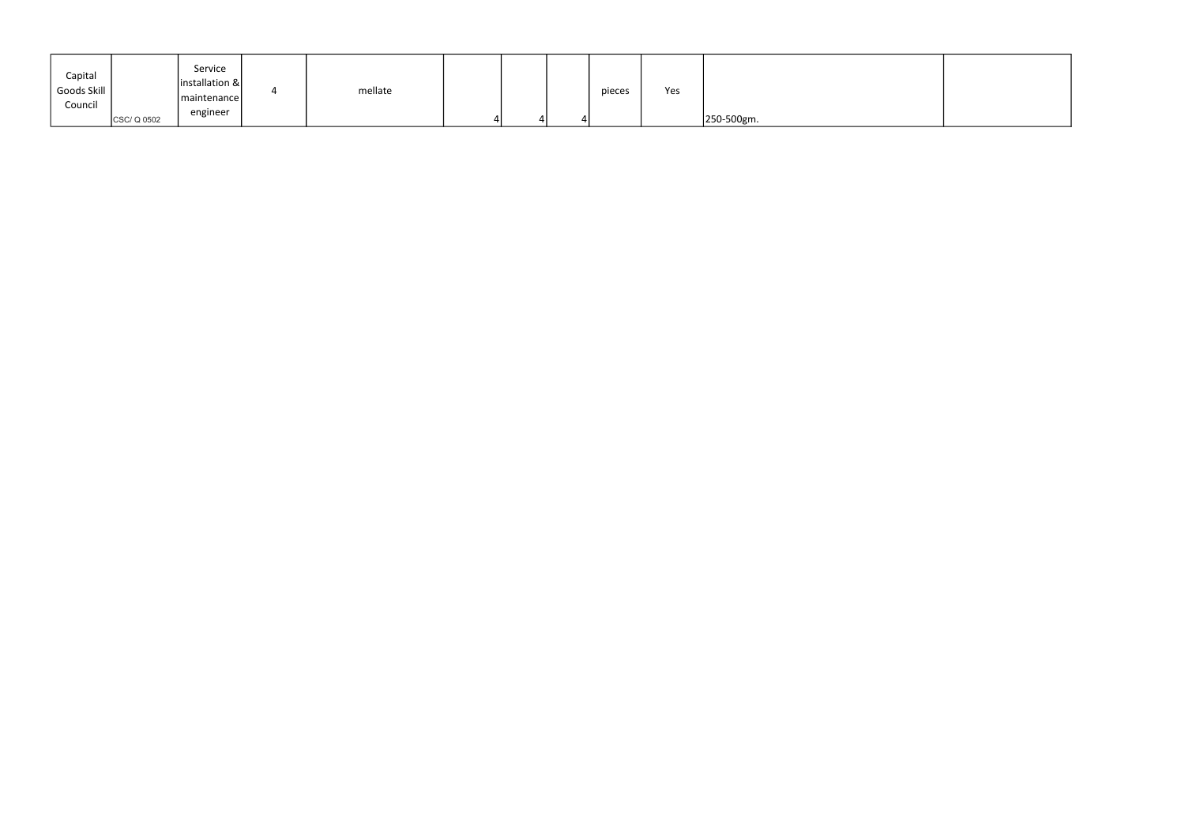| | | | | | | | | | | | |
|---|---|---|---|---|---|---|---|---|---|---|---|
| Capital Goods Skill Council | CSC/ Q 0502 | Service installation & maintenance engineer | 4 | mellate | 4 | 4 | 4 | pieces | Yes | 250-500gm. | |